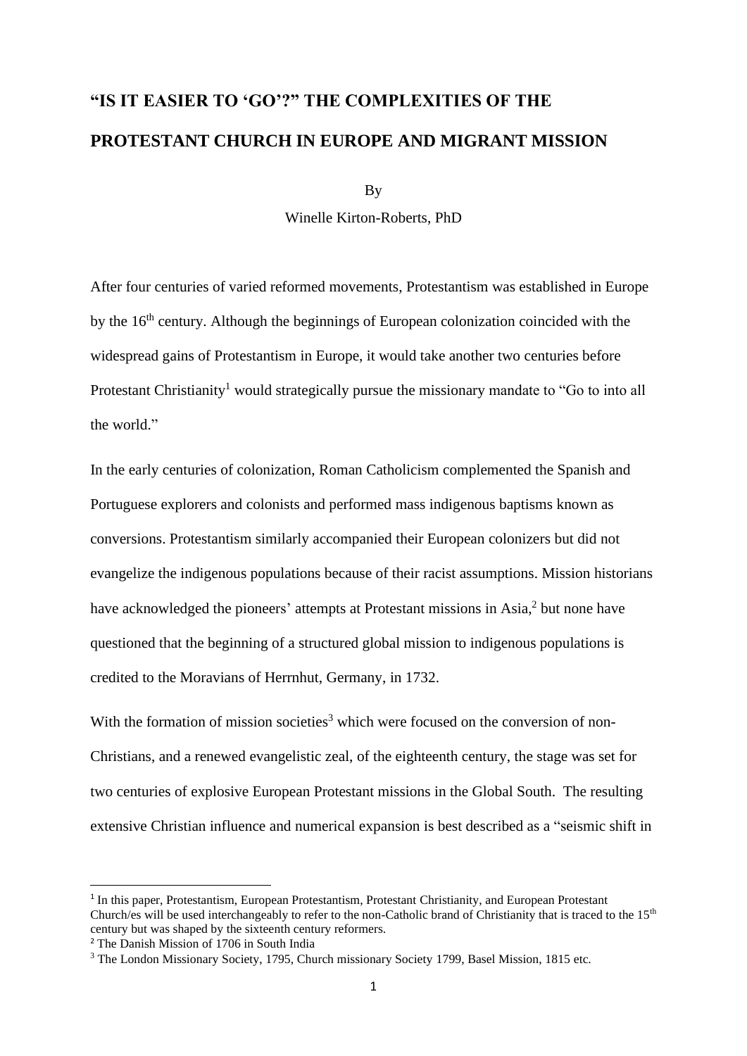# "IS IT EASIER TO 'GO'?" THE COMPLEXITIES OF THE PROTESTANT CHURCH IN EUROPE AND MIGRANT MISSION

By

Winelle Kirton-Roberts, PhD

After four centuries of varied reformed movements, Protestantism was established in Europe by the 16th century. Although the beginnings of European colonization coincided with the widespread gains of Protestantism in Europe, it would take another two centuries before Protestant Christianity[1] would strategically pursue the missionary mandate to "Go to into all the world."

In the early centuries of colonization, Roman Catholicism complemented the Spanish and Portuguese explorers and colonists and performed mass indigenous baptisms known as conversions. Protestantism similarly accompanied their European colonizers but did not evangelize the indigenous populations because of their racist assumptions. Mission historians have acknowledged the pioneers' attempts at Protestant missions in Asia,[2] but none have questioned that the beginning of a structured global mission to indigenous populations is credited to the Moravians of Herrnhut, Germany, in 1732.

With the formation of mission societies[3] which were focused on the conversion of non-Christians, and a renewed evangelistic zeal, of the eighteenth century, the stage was set for two centuries of explosive European Protestant missions in the Global South. The resulting extensive Christian influence and numerical expansion is best described as a "seismic shift in

---

[1] In this paper, Protestantism, European Protestantism, Protestant Christianity, and European Protestant Church/es will be used interchangeably to refer to the non-Catholic brand of Christianity that is traced to the 15th century but was shaped by the sixteenth century reformers.

[2] The Danish Mission of 1706 in South India

[3] The London Missionary Society, 1795, Church missionary Society 1799, Basel Mission, 1815 etc.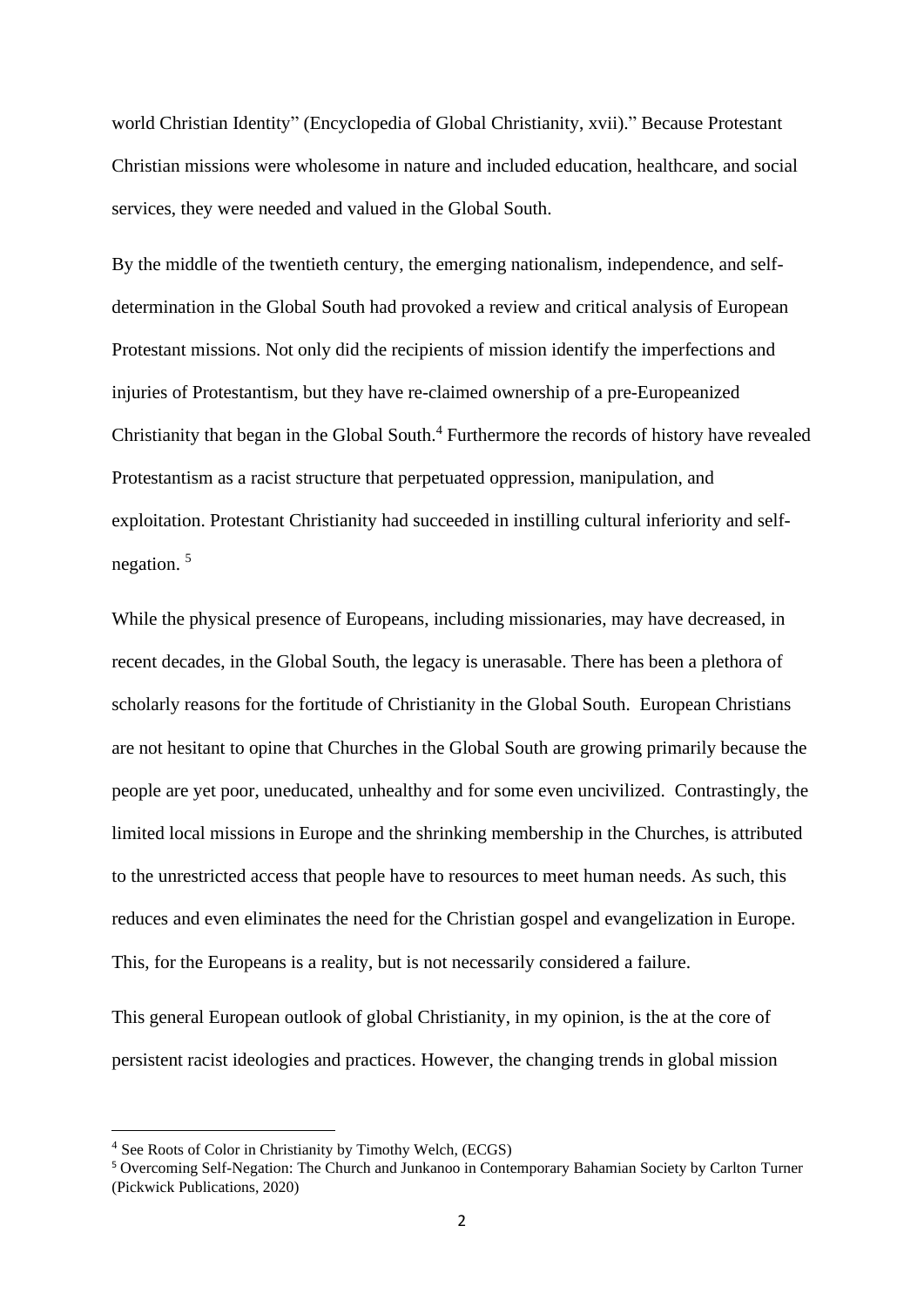world Christian Identity" (Encyclopedia of Global Christianity, xvii)." Because Protestant Christian missions were wholesome in nature and included education, healthcare, and social services, they were needed and valued in the Global South.

By the middle of the twentieth century, the emerging nationalism, independence, and self-determination in the Global South had provoked a review and critical analysis of European Protestant missions. Not only did the recipients of mission identify the imperfections and injuries of Protestantism, but they have re-claimed ownership of a pre-Europeanized Christianity that began in the Global South.[4] Furthermore the records of history have revealed Protestantism as a racist structure that perpetuated oppression, manipulation, and exploitation. Protestant Christianity had succeeded in instilling cultural inferiority and self-negation. [5]

While the physical presence of Europeans, including missionaries, may have decreased, in recent decades, in the Global South, the legacy is unerasable. There has been a plethora of scholarly reasons for the fortitude of Christianity in the Global South. European Christians are not hesitant to opine that Churches in the Global South are growing primarily because the people are yet poor, uneducated, unhealthy and for some even uncivilized. Contrastingly, the limited local missions in Europe and the shrinking membership in the Churches, is attributed to the unrestricted access that people have to resources to meet human needs. As such, this reduces and even eliminates the need for the Christian gospel and evangelization in Europe. This, for the Europeans is a reality, but is not necessarily considered a failure.

This general European outlook of global Christianity, in my opinion, is the at the core of persistent racist ideologies and practices. However, the changing trends in global mission

---

[4] See Roots of Color in Christianity by Timothy Welch, (ECGS)

[5] Overcoming Self-Negation: The Church and Junkanoo in Contemporary Bahamian Society by Carlton Turner (Pickwick Publications, 2020)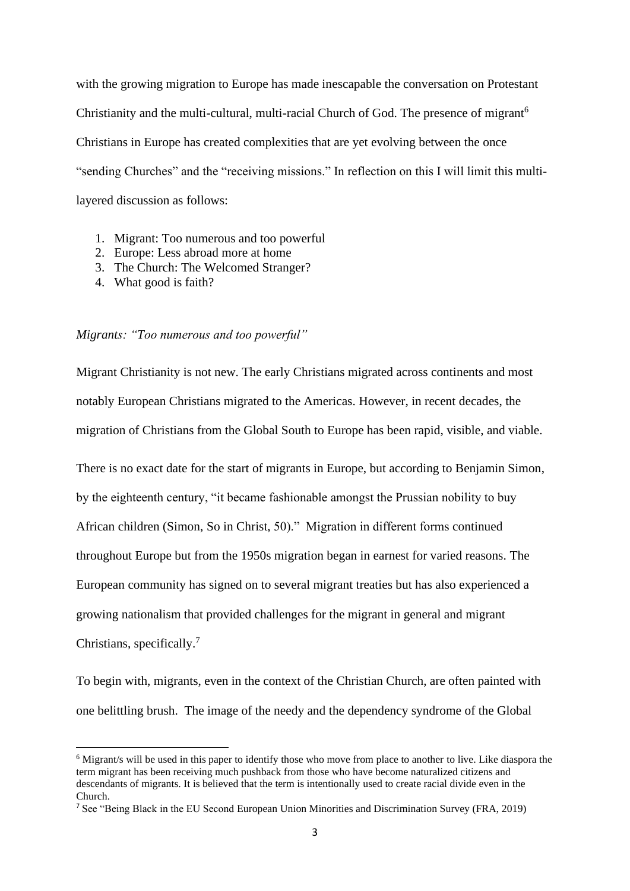with the growing migration to Europe has made inescapable the conversation on Protestant Christianity and the multi-cultural, multi-racial Church of God. The presence of migrant[6] Christians in Europe has created complexities that are yet evolving between the once "sending Churches" and the "receiving missions." In reflection on this I will limit this multi-layered discussion as follows:

1. Migrant: Too numerous and too powerful
2. Europe: Less abroad more at home
3. The Church: The Welcomed Stranger?
4. What good is faith?

*Migrants: "Too numerous and too powerful"*

Migrant Christianity is not new. The early Christians migrated across continents and most notably European Christians migrated to the Americas. However, in recent decades, the migration of Christians from the Global South to Europe has been rapid, visible, and viable.

There is no exact date for the start of migrants in Europe, but according to Benjamin Simon, by the eighteenth century, "it became fashionable amongst the Prussian nobility to buy African children (Simon, So in Christ, 50)." Migration in different forms continued throughout Europe but from the 1950s migration began in earnest for varied reasons. The European community has signed on to several migrant treaties but has also experienced a growing nationalism that provided challenges for the migrant in general and migrant Christians, specifically.[7]

To begin with, migrants, even in the context of the Christian Church, are often painted with one belittling brush. The image of the needy and the dependency syndrome of the Global

---

[6] Migrant/s will be used in this paper to identify those who move from place to another to live. Like diaspora the term migrant has been receiving much pushback from those who have become naturalized citizens and descendants of migrants. It is believed that the term is intentionally used to create racial divide even in the Church.

[7] See "Being Black in the EU Second European Union Minorities and Discrimination Survey (FRA, 2019)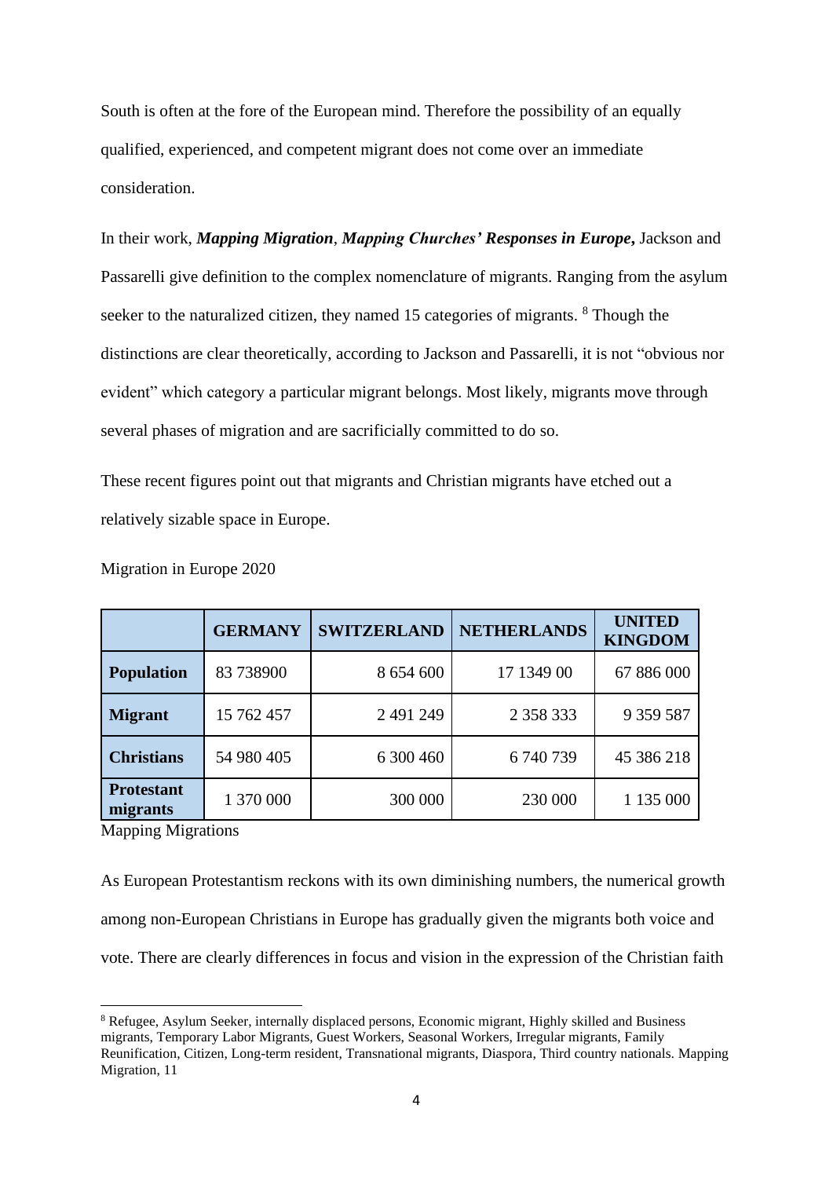South is often at the fore of the European mind. Therefore the possibility of an equally qualified, experienced, and competent migrant does not come over an immediate consideration.

In their work, ***Mapping Migration*, *Mapping Churches' Responses in Europe*,** Jackson and Passarelli give definition to the complex nomenclature of migrants. Ranging from the asylum seeker to the naturalized citizen, they named 15 categories of migrants. [8] Though the distinctions are clear theoretically, according to Jackson and Passarelli, it is not "obvious nor evident" which category a particular migrant belongs. Most likely, migrants move through several phases of migration and are sacrificially committed to do so.

These recent figures point out that migrants and Christian migrants have etched out a relatively sizable space in Europe.

Migration in Europe 2020

| | **GERMANY** | **SWITZERLAND** | **NETHERLANDS** | **UNITED KINGDOM** |
|---|---|---|---|---|
| **Population** | 83 738900 | 8 654 600 | 17 1349 00 | 67 886 000 |
| **Migrant** | 15 762 457 | 2 491 249 | 2 358 333 | 9 359 587 |
| **Christians** | 54 980 405 | 6 300 460 | 6 740 739 | 45 386 218 |
| **Protestant migrants** | 1 370 000 | 300 000 | 230 000 | 1 135 000 |

Mapping Migrations

As European Protestantism reckons with its own diminishing numbers, the numerical growth among non-European Christians in Europe has gradually given the migrants both voice and vote. There are clearly differences in focus and vision in the expression of the Christian faith

[8] Refugee, Asylum Seeker, internally displaced persons, Economic migrant, Highly skilled and Business migrants, Temporary Labor Migrants, Guest Workers, Seasonal Workers, Irregular migrants, Family Reunification, Citizen, Long-term resident, Transnational migrants, Diaspora, Third country nationals. Mapping Migration, 11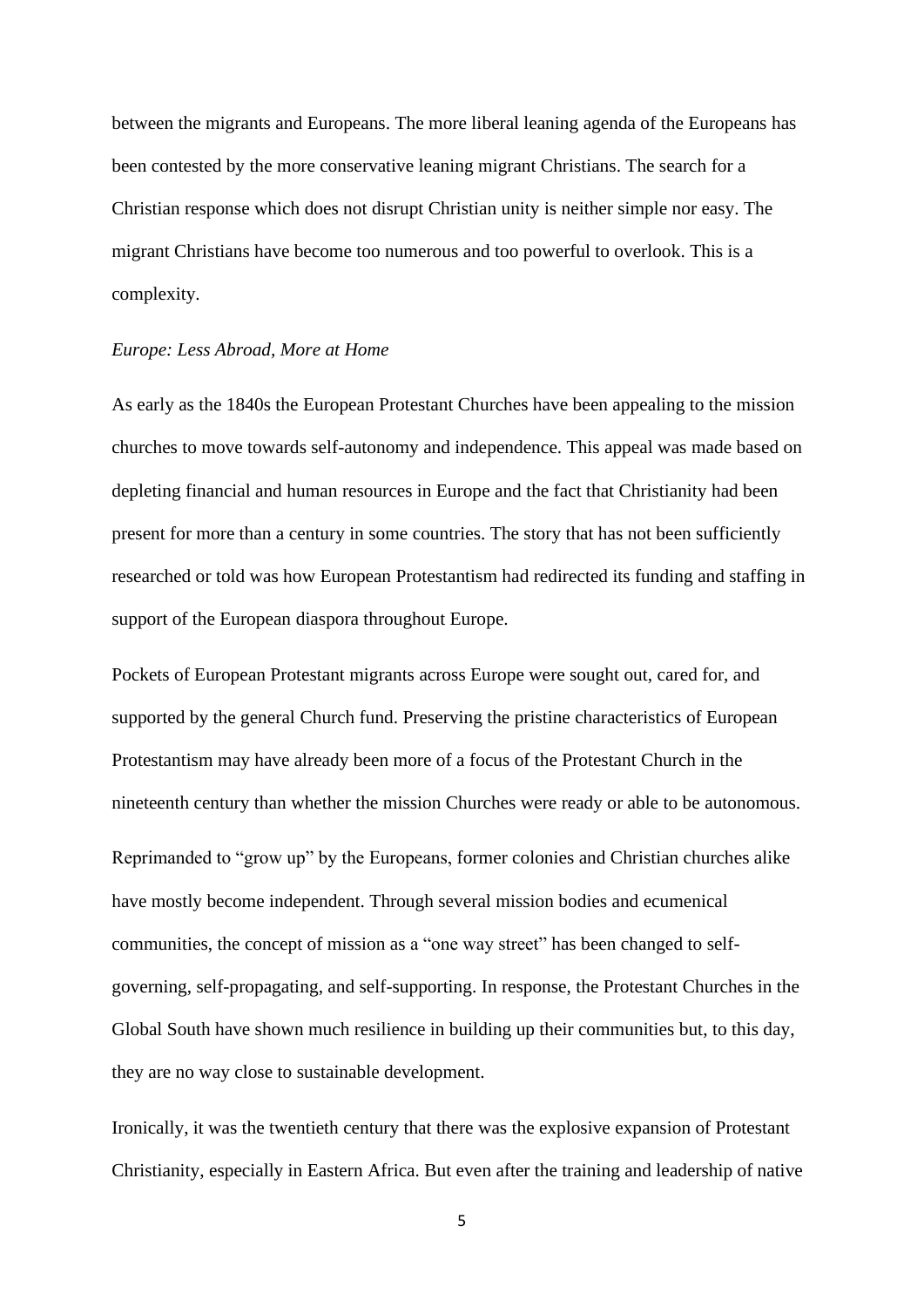between the migrants and Europeans. The more liberal leaning agenda of the Europeans has been contested by the more conservative leaning migrant Christians. The search for a Christian response which does not disrupt Christian unity is neither simple nor easy. The migrant Christians have become too numerous and too powerful to overlook. This is a complexity.

*Europe: Less Abroad, More at Home*

As early as the 1840s the European Protestant Churches have been appealing to the mission churches to move towards self-autonomy and independence. This appeal was made based on depleting financial and human resources in Europe and the fact that Christianity had been present for more than a century in some countries. The story that has not been sufficiently researched or told was how European Protestantism had redirected its funding and staffing in support of the European diaspora throughout Europe.

Pockets of European Protestant migrants across Europe were sought out, cared for, and supported by the general Church fund. Preserving the pristine characteristics of European Protestantism may have already been more of a focus of the Protestant Church in the nineteenth century than whether the mission Churches were ready or able to be autonomous.

Reprimanded to "grow up" by the Europeans, former colonies and Christian churches alike have mostly become independent. Through several mission bodies and ecumenical communities, the concept of mission as a "one way street" has been changed to self-governing, self-propagating, and self-supporting. In response, the Protestant Churches in the Global South have shown much resilience in building up their communities but, to this day, they are no way close to sustainable development.

Ironically, it was the twentieth century that there was the explosive expansion of Protestant Christianity, especially in Eastern Africa. But even after the training and leadership of native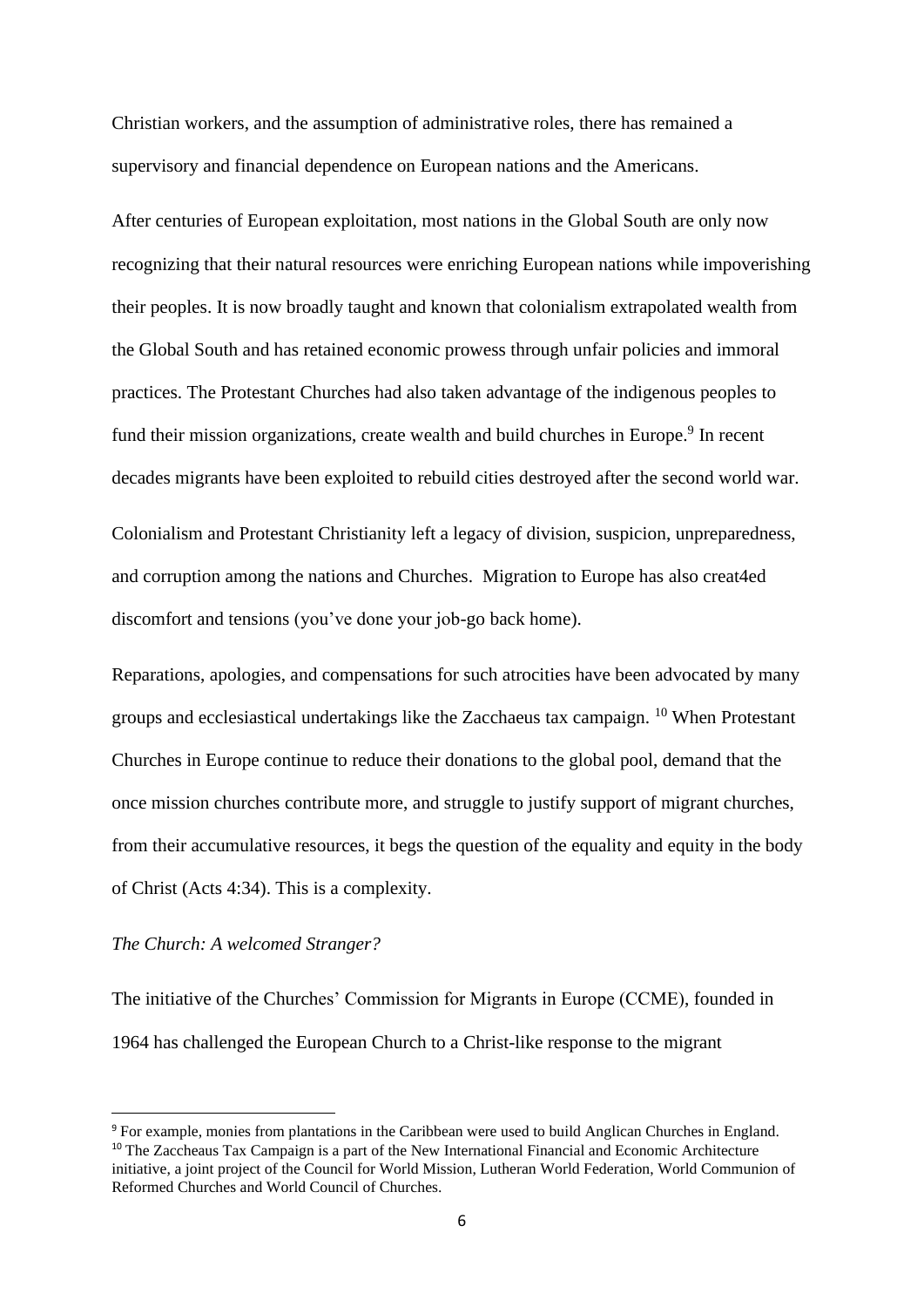Christian workers, and the assumption of administrative roles, there has remained a supervisory and financial dependence on European nations and the Americans.

After centuries of European exploitation, most nations in the Global South are only now recognizing that their natural resources were enriching European nations while impoverishing their peoples. It is now broadly taught and known that colonialism extrapolated wealth from the Global South and has retained economic prowess through unfair policies and immoral practices. The Protestant Churches had also taken advantage of the indigenous peoples to fund their mission organizations, create wealth and build churches in Europe.[9] In recent decades migrants have been exploited to rebuild cities destroyed after the second world war.

Colonialism and Protestant Christianity left a legacy of division, suspicion, unpreparedness, and corruption among the nations and Churches. Migration to Europe has also creat4ed discomfort and tensions (you've done your job-go back home).

Reparations, apologies, and compensations for such atrocities have been advocated by many groups and ecclesiastical undertakings like the Zacchaeus tax campaign.[10] When Protestant Churches in Europe continue to reduce their donations to the global pool, demand that the once mission churches contribute more, and struggle to justify support of migrant churches, from their accumulative resources, it begs the question of the equality and equity in the body of Christ (Acts 4:34). This is a complexity.

*The Church: A welcomed Stranger?*

The initiative of the Churches' Commission for Migrants in Europe (CCME), founded in 1964 has challenged the European Church to a Christ-like response to the migrant

---

[9] For example, monies from plantations in the Caribbean were used to build Anglican Churches in England.

[10] The Zaccheaus Tax Campaign is a part of the New International Financial and Economic Architecture initiative, a joint project of the Council for World Mission, Lutheran World Federation, World Communion of Reformed Churches and World Council of Churches.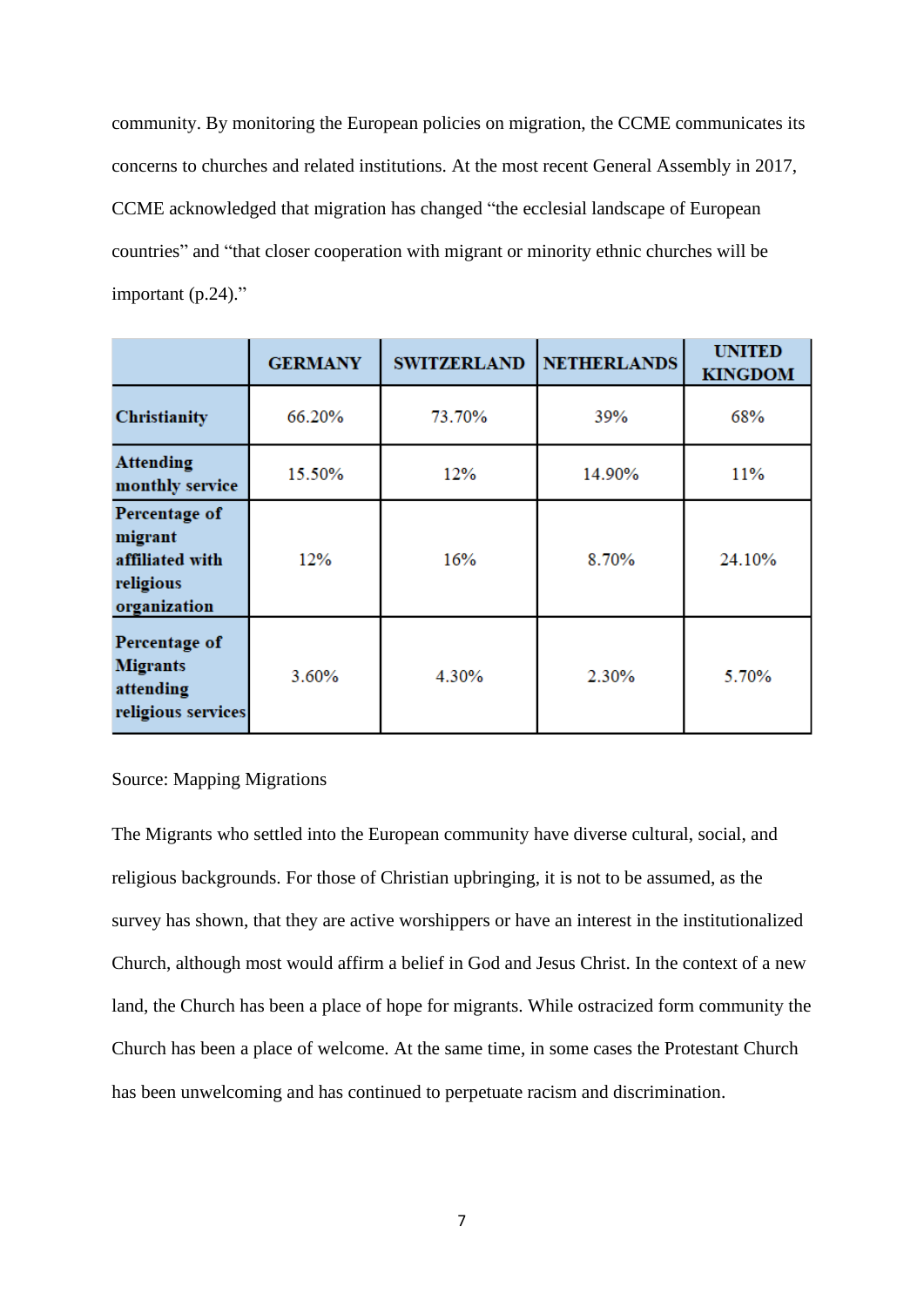community. By monitoring the European policies on migration, the CCME communicates its concerns to churches and related institutions. At the most recent General Assembly in 2017, CCME acknowledged that migration has changed "the ecclesial landscape of European countries" and "that closer cooperation with migrant or minority ethnic churches will be important (p.24)."

| | GERMANY | SWITZERLAND | NETHERLANDS | UNITED KINGDOM |
|---|---|---|---|---|
| **Christianity** | 66.20% | 73.70% | 39% | 68% |
| **Attending monthly service** | 15.50% | 12% | 14.90% | 11% |
| **Percentage of migrant affiliated with religious organization** | 12% | 16% | 8.70% | 24.10% |
| **Percentage of Migrants attending religious services** | 3.60% | 4.30% | 2.30% | 5.70% |

Source: Mapping Migrations

The Migrants who settled into the European community have diverse cultural, social, and religious backgrounds. For those of Christian upbringing, it is not to be assumed, as the survey has shown, that they are active worshippers or have an interest in the institutionalized Church, although most would affirm a belief in God and Jesus Christ. In the context of a new land, the Church has been a place of hope for migrants. While ostracized form community the Church has been a place of welcome. At the same time, in some cases the Protestant Church has been unwelcoming and has continued to perpetuate racism and discrimination.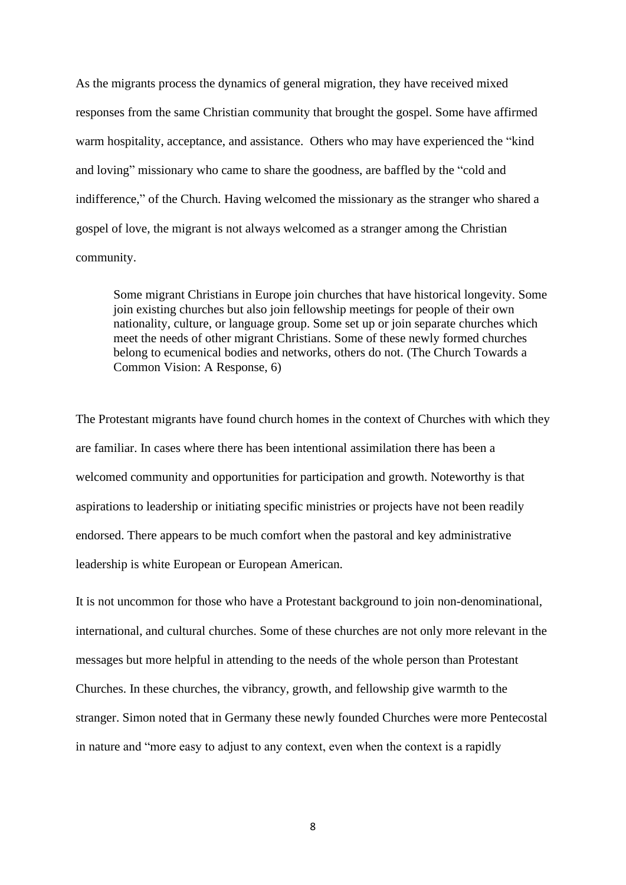As the migrants process the dynamics of general migration, they have received mixed responses from the same Christian community that brought the gospel. Some have affirmed warm hospitality, acceptance, and assistance. Others who may have experienced the "kind and loving" missionary who came to share the goodness, are baffled by the "cold and indifference," of the Church. Having welcomed the missionary as the stranger who shared a gospel of love, the migrant is not always welcomed as a stranger among the Christian community.

> Some migrant Christians in Europe join churches that have historical longevity. Some join existing churches but also join fellowship meetings for people of their own nationality, culture, or language group. Some set up or join separate churches which meet the needs of other migrant Christians. Some of these newly formed churches belong to ecumenical bodies and networks, others do not. (The Church Towards a Common Vision: A Response, 6)

The Protestant migrants have found church homes in the context of Churches with which they are familiar. In cases where there has been intentional assimilation there has been a welcomed community and opportunities for participation and growth. Noteworthy is that aspirations to leadership or initiating specific ministries or projects have not been readily endorsed. There appears to be much comfort when the pastoral and key administrative leadership is white European or European American.

It is not uncommon for those who have a Protestant background to join non-denominational, international, and cultural churches. Some of these churches are not only more relevant in the messages but more helpful in attending to the needs of the whole person than Protestant Churches. In these churches, the vibrancy, growth, and fellowship give warmth to the stranger. Simon noted that in Germany these newly founded Churches were more Pentecostal in nature and "more easy to adjust to any context, even when the context is a rapidly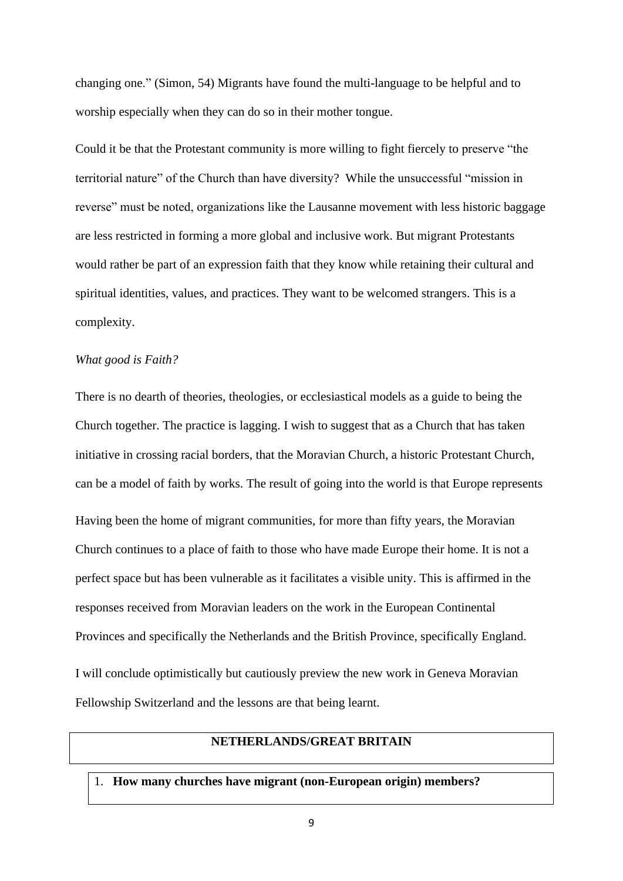changing one." (Simon, 54) Migrants have found the multi-language to be helpful and to worship especially when they can do so in their mother tongue.

Could it be that the Protestant community is more willing to fight fiercely to preserve "the territorial nature" of the Church than have diversity? While the unsuccessful "mission in reverse" must be noted, organizations like the Lausanne movement with less historic baggage are less restricted in forming a more global and inclusive work. But migrant Protestants would rather be part of an expression faith that they know while retaining their cultural and spiritual identities, values, and practices. They want to be welcomed strangers. This is a complexity.

*What good is Faith?*

There is no dearth of theories, theologies, or ecclesiastical models as a guide to being the Church together. The practice is lagging. I wish to suggest that as a Church that has taken initiative in crossing racial borders, that the Moravian Church, a historic Protestant Church, can be a model of faith by works. The result of going into the world is that Europe represents

Having been the home of migrant communities, for more than fifty years, the Moravian Church continues to a place of faith to those who have made Europe their home. It is not a perfect space but has been vulnerable as it facilitates a visible unity. This is affirmed in the responses received from Moravian leaders on the work in the European Continental Provinces and specifically the Netherlands and the British Province, specifically England.

I will conclude optimistically but cautiously preview the new work in Geneva Moravian Fellowship Switzerland and the lessons are that being learnt.

| **NETHERLANDS/GREAT BRITAIN** |
| --- |

1. **How many churches have migrant (non-European origin) members?**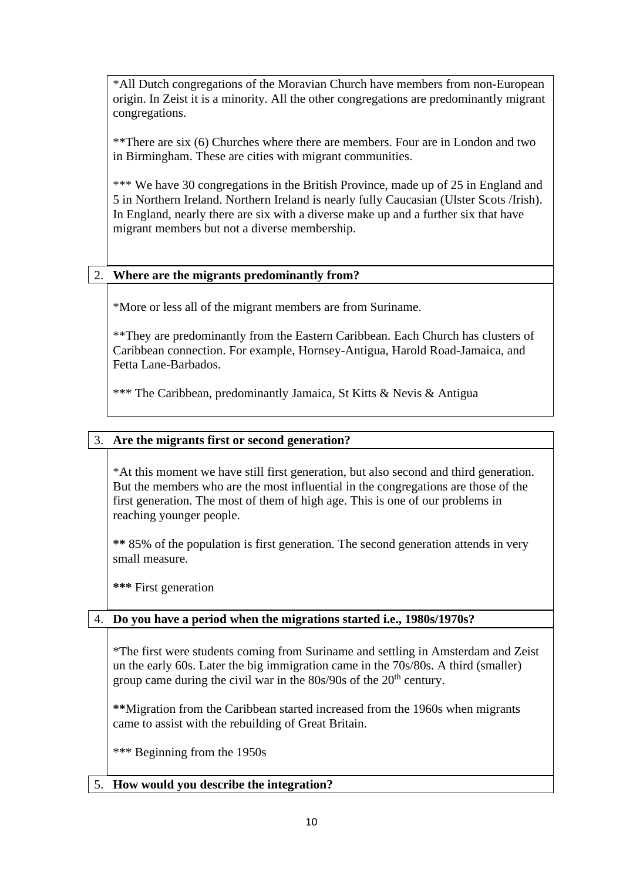*All Dutch congregations of the Moravian Church have members from non-European origin. In Zeist it is a minority. All the other congregations are predominantly migrant congregations.

**There are six (6) Churches where there are members. Four are in London and two in Birmingham. These are cities with migrant communities.

*** We have 30 congregations in the British Province, made up of 25 in England and 5 in Northern Ireland. Northern Ireland is nearly fully Caucasian (Ulster Scots /Irish). In England, nearly there are six with a diverse make up and a further six that have migrant members but not a diverse membership.

2. **Where are the migrants predominantly from?**

*More or less all of the migrant members are from Suriname.

**They are predominantly from the Eastern Caribbean. Each Church has clusters of Caribbean connection. For example, Hornsey-Antigua, Harold Road-Jamaica, and Fetta Lane-Barbados.

*** The Caribbean, predominantly Jamaica, St Kitts & Nevis & Antigua

3. **Are the migrants first or second generation?**

*At this moment we have still first generation, but also second and third generation. But the members who are the most influential in the congregations are those of the first generation. The most of them of high age. This is one of our problems in reaching younger people.

**\*\*** 85% of the population is first generation. The second generation attends in very small measure.

**\*\*\*** First generation

4. **Do you have a period when the migrations started i.e., 1980s/1970s?**

*The first were students coming from Suriname and settling in Amsterdam and Zeist un the early 60s. Later the big immigration came in the 70s/80s. A third (smaller) group came during the civil war in the 80s/90s of the 20th century.

**\*\***Migration from the Caribbean started increased from the 1960s when migrants came to assist with the rebuilding of Great Britain.

*** Beginning from the 1950s

5. **How would you describe the integration?**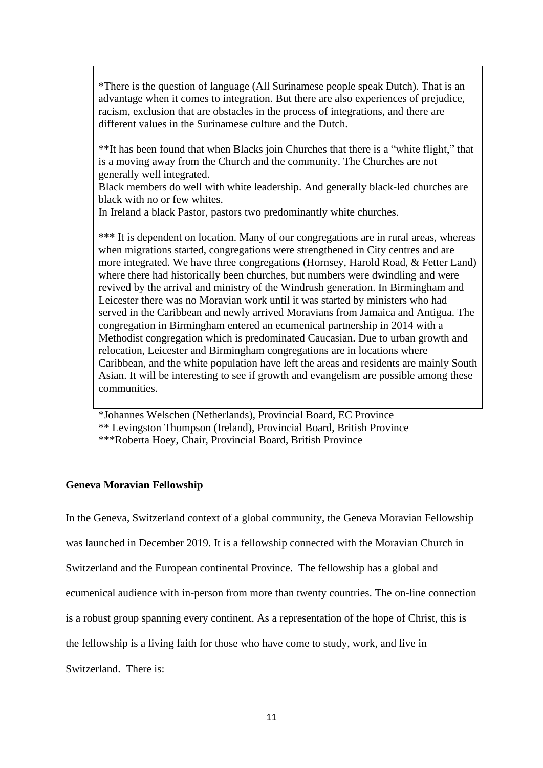*There is the question of language (All Surinamese people speak Dutch). That is an advantage when it comes to integration. But there are also experiences of prejudice, racism, exclusion that are obstacles in the process of integrations, and there are different values in the Surinamese culture and the Dutch.

**It has been found that when Blacks join Churches that there is a “white flight,” that is a moving away from the Church and the community. The Churches are not generally well integrated.
Black members do well with white leadership. And generally black-led churches are black with no or few whites.
In Ireland a black Pastor, pastors two predominantly white churches.

*** It is dependent on location. Many of our congregations are in rural areas, whereas when migrations started, congregations were strengthened in City centres and are more integrated. We have three congregations (Hornsey, Harold Road, & Fetter Land) where there had historically been churches, but numbers were dwindling and were revived by the arrival and ministry of the Windrush generation. In Birmingham and Leicester there was no Moravian work until it was started by ministers who had served in the Caribbean and newly arrived Moravians from Jamaica and Antigua. The congregation in Birmingham entered an ecumenical partnership in 2014 with a Methodist congregation which is predominated Caucasian. Due to urban growth and relocation, Leicester and Birmingham congregations are in locations where Caribbean, and the white population have left the areas and residents are mainly South Asian. It will be interesting to see if growth and evangelism are possible among these communities.

*Johannes Welschen (Netherlands), Provincial Board, EC Province
** Levingston Thompson (Ireland), Provincial Board, British Province
***Roberta Hoey, Chair, Provincial Board, British Province

**Geneva Moravian Fellowship**

In the Geneva, Switzerland context of a global community, the Geneva Moravian Fellowship was launched in December 2019. It is a fellowship connected with the Moravian Church in Switzerland and the European continental Province. The fellowship has a global and ecumenical audience with in-person from more than twenty countries. The on-line connection is a robust group spanning every continent. As a representation of the hope of Christ, this is the fellowship is a living faith for those who have come to study, work, and live in Switzerland. There is: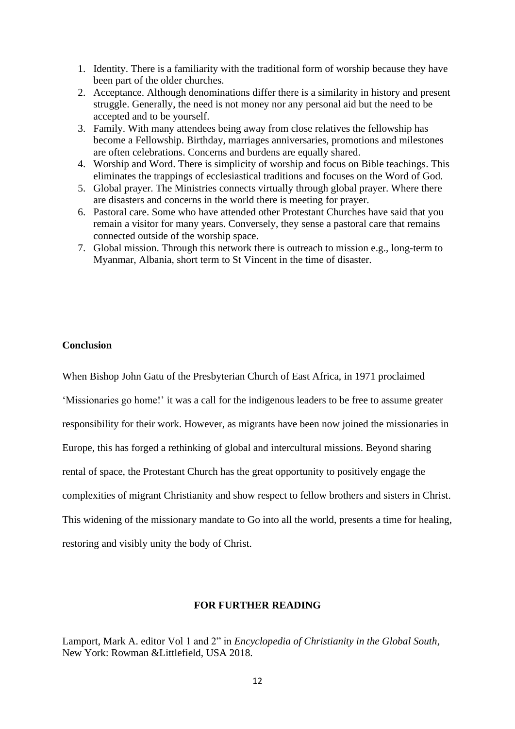1. Identity. There is a familiarity with the traditional form of worship because they have been part of the older churches.
2. Acceptance. Although denominations differ there is a similarity in history and present struggle. Generally, the need is not money nor any personal aid but the need to be accepted and to be yourself.
3. Family. With many attendees being away from close relatives the fellowship has become a Fellowship. Birthday, marriages anniversaries, promotions and milestones are often celebrations. Concerns and burdens are equally shared.
4. Worship and Word. There is simplicity of worship and focus on Bible teachings. This eliminates the trappings of ecclesiastical traditions and focuses on the Word of God.
5. Global prayer. The Ministries connects virtually through global prayer. Where there are disasters and concerns in the world there is meeting for prayer.
6. Pastoral care. Some who have attended other Protestant Churches have said that you remain a visitor for many years. Conversely, they sense a pastoral care that remains connected outside of the worship space.
7. Global mission. Through this network there is outreach to mission e.g., long-term to Myanmar, Albania, short term to St Vincent in the time of disaster.

**Conclusion**

When Bishop John Gatu of the Presbyterian Church of East Africa, in 1971 proclaimed 'Missionaries go home!' it was a call for the indigenous leaders to be free to assume greater responsibility for their work. However, as migrants have been now joined the missionaries in Europe, this has forged a rethinking of global and intercultural missions. Beyond sharing rental of space, the Protestant Church has the great opportunity to positively engage the complexities of migrant Christianity and show respect to fellow brothers and sisters in Christ. This widening of the missionary mandate to Go into all the world, presents a time for healing, restoring and visibly unity the body of Christ.

**FOR FURTHER READING**

Lamport, Mark A. editor Vol 1 and 2" in *Encyclopedia of Christianity in the Global South*, New York: Rowman &Littlefield, USA 2018.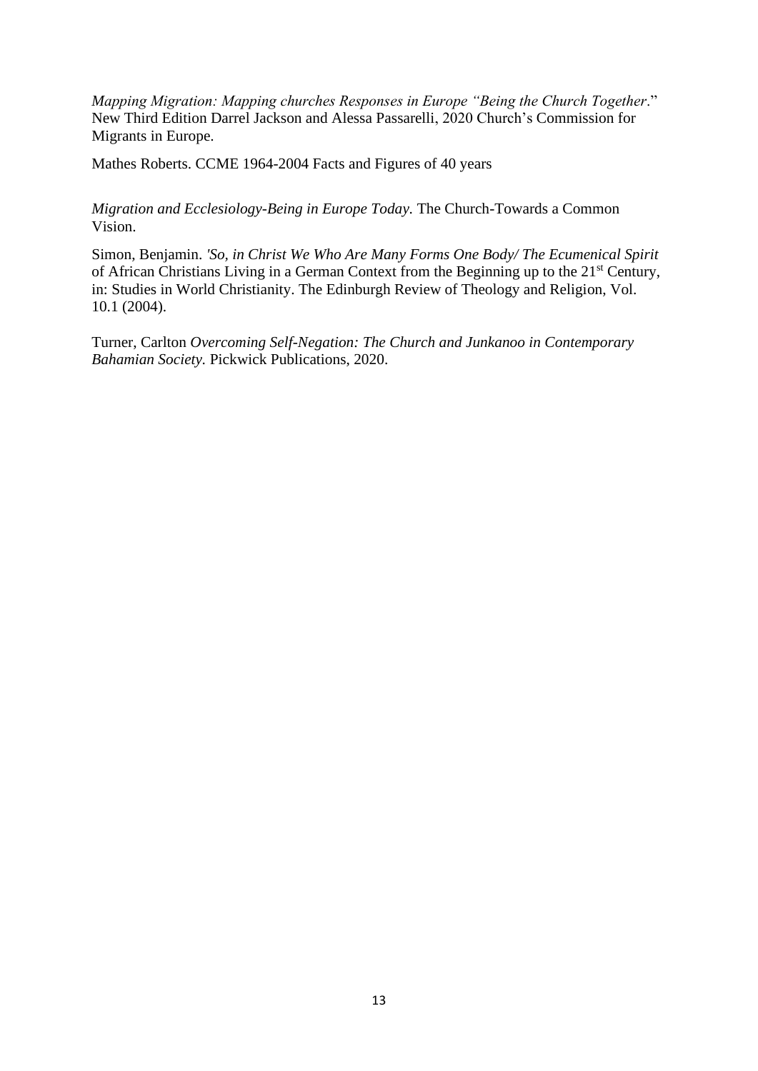*Mapping Migration: Mapping churches Responses in Europe "Being the Church Together*." New Third Edition Darrel Jackson and Alessa Passarelli, 2020 Church's Commission for Migrants in Europe.

Mathes Roberts. CCME 1964-2004 Facts and Figures of 40 years

*Migration and Ecclesiology-Being in Europe Today.* The Church-Towards a Common Vision.

Simon, Benjamin. *'So, in Christ We Who Are Many Forms One Body/ The Ecumenical Spirit* of African Christians Living in a German Context from the Beginning up to the 21st Century, in: Studies in World Christianity. The Edinburgh Review of Theology and Religion, Vol. 10.1 (2004).

Turner, Carlton *Overcoming Self-Negation: The Church and Junkanoo in Contemporary Bahamian Society.* Pickwick Publications, 2020.